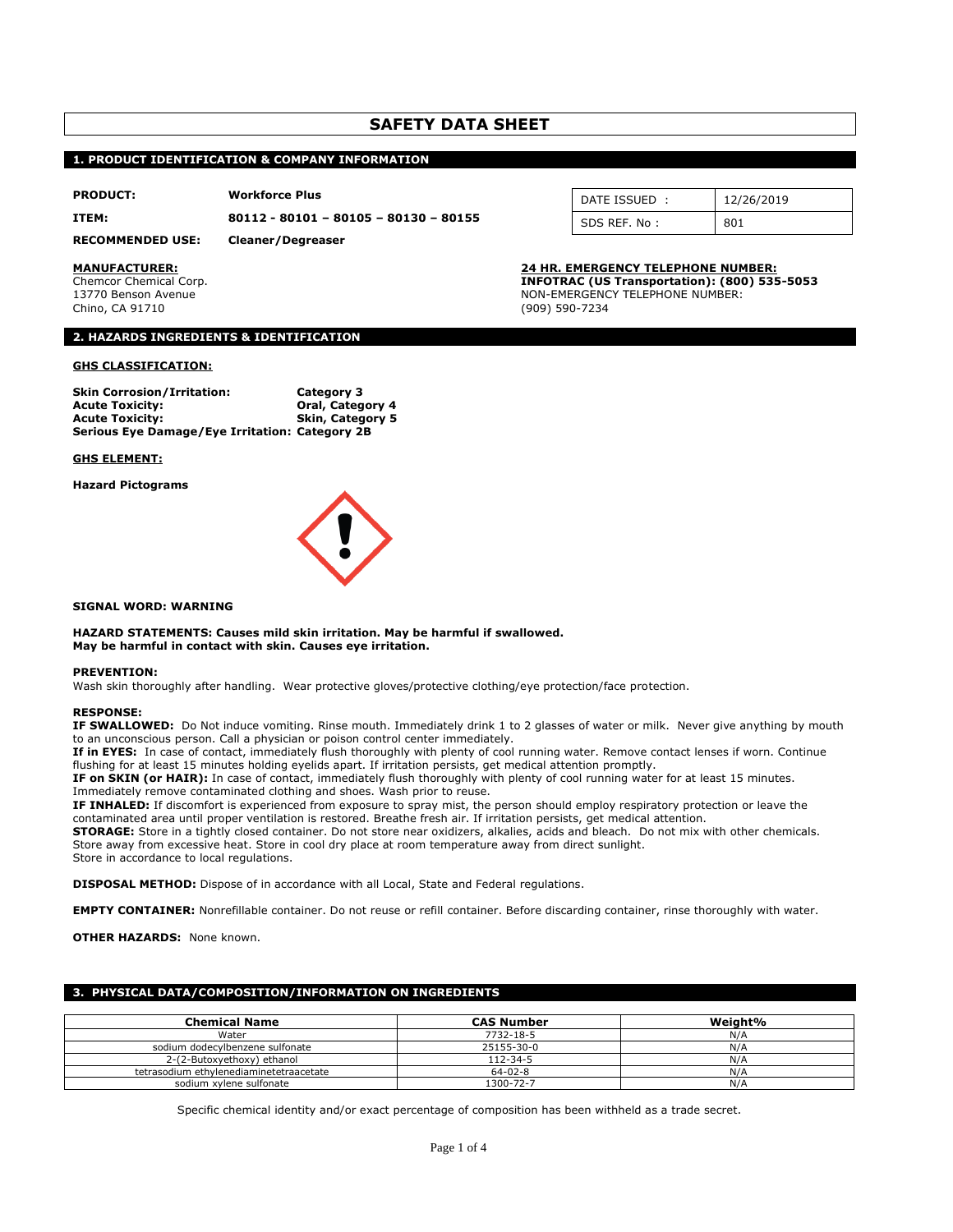# SAFETY DATA SHEET

## 1. PRODUCT IDENTIFICATION & COMPANY INFORMATION

**PRODUCT:** **Workforce Plus**

**ITEM:** **80112 - 80101 – 80105 – 80130 – 80155**

**RECOMMENDED USE:** **Cleaner/Degreaser**

| DATE ISSUED : | 12/26/2019 |
|---|---|
| SDS REF. No : | 801 |

**MANUFACTURER:**
Chemcor Chemical Corp.
13770 Benson Avenue
Chino, CA 91710

**24 HR. EMERGENCY TELEPHONE NUMBER:**
**INFOTRAC (US Transportation): (800) 535-5053**
NON-EMERGENCY TELEPHONE NUMBER:
(909) 590-7234

## 2. HAZARDS INGREDIENTS & IDENTIFICATION

**GHS CLASSIFICATION:**

**Skin Corrosion/Irritation:** **Category 3**
**Acute Toxicity:** **Oral, Category 4**
**Acute Toxicity:** **Skin, Category 5**
**Serious Eye Damage/Eye Irritation:** **Category 2B**

**GHS ELEMENT:**

**Hazard Pictograms**

**SIGNAL WORD: WARNING**

**HAZARD STATEMENTS: Causes mild skin irritation. May be harmful if swallowed. May be harmful in contact with skin. Causes eye irritation.**

**PREVENTION:**
Wash skin thoroughly after handling. Wear protective gloves/protective clothing/eye protection/face protection.

**RESPONSE:**
**IF SWALLOWED:** Do Not induce vomiting. Rinse mouth. Immediately drink 1 to 2 glasses of water or milk. Never give anything by mouth to an unconscious person. Call a physician or poison control center immediately.
**If in EYES:** In case of contact, immediately flush thoroughly with plenty of cool running water. Remove contact lenses if worn. Continue flushing for at least 15 minutes holding eyelids apart. If irritation persists, get medical attention promptly.
**IF on SKIN (or HAIR):** In case of contact, immediately flush thoroughly with plenty of cool running water for at least 15 minutes. Immediately remove contaminated clothing and shoes. Wash prior to reuse.
**IF INHALED:** If discomfort is experienced from exposure to spray mist, the person should employ respiratory protection or leave the contaminated area until proper ventilation is restored. Breathe fresh air. If irritation persists, get medical attention.
**STORAGE:** Store in a tightly closed container. Do not store near oxidizers, alkalies, acids and bleach. Do not mix with other chemicals. Store away from excessive heat. Store in cool dry place at room temperature away from direct sunlight.
Store in accordance to local regulations.

**DISPOSAL METHOD:** Dispose of in accordance with all Local, State and Federal regulations.

**EMPTY CONTAINER:** Nonrefillable container. Do not reuse or refill container. Before discarding container, rinse thoroughly with water.

**OTHER HAZARDS:** None known.

## 3. PHYSICAL DATA/COMPOSITION/INFORMATION ON INGREDIENTS

| Chemical Name | CAS Number | Weight% |
|---|---|---|
| Water | 7732-18-5 | N/A |
| sodium dodecylbenzene sulfonate | 25155-30-0 | N/A |
| 2-(2-Butoxyethoxy) ethanol | 112-34-5 | N/A |
| tetrasodium ethylenediaminetetraacetate | 64-02-8 | N/A |
| sodium xylene sulfonate | 1300-72-7 | N/A |

Specific chemical identity and/or exact percentage of composition has been withheld as a trade secret.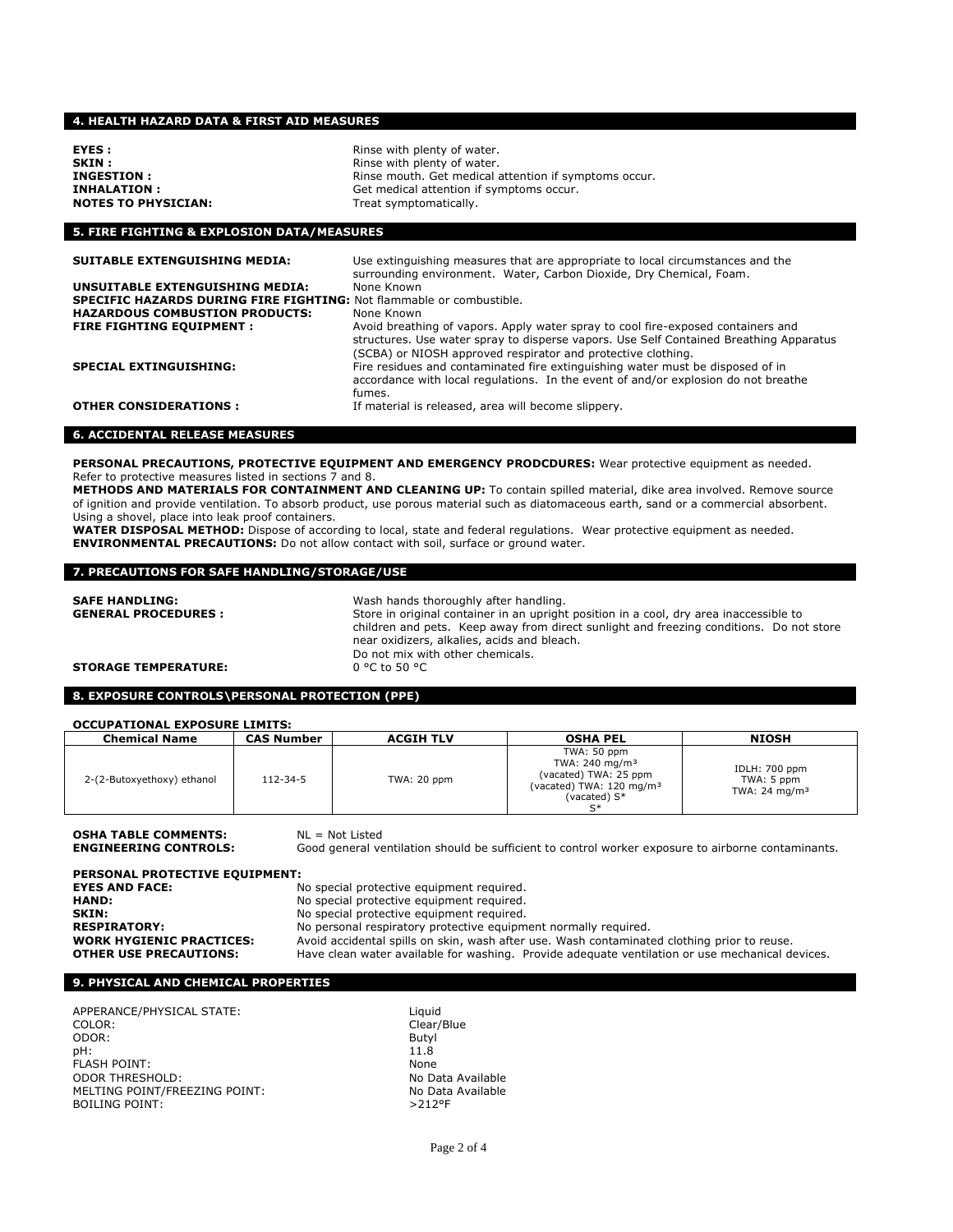## 4. HEALTH HAZARD DATA & FIRST AID MEASURES

**EYES :** Rinse with plenty of water.
**SKIN :** Rinse with plenty of water.
**INGESTION :** Rinse mouth. Get medical attention if symptoms occur.
**INHALATION :** Get medical attention if symptoms occur.
**NOTES TO PHYSICIAN:** Treat symptomatically.

## 5. FIRE FIGHTING & EXPLOSION DATA/MEASURES

**SUITABLE EXTENGUISHING MEDIA:** Use extinguishing measures that are appropriate to local circumstances and the surrounding environment. Water, Carbon Dioxide, Dry Chemical, Foam.
**UNSUITABLE EXTENGUISHING MEDIA:** None Known
**SPECIFIC HAZARDS DURING FIRE FIGHTING:** Not flammable or combustible.
**HAZARDOUS COMBUSTION PRODUCTS:** None Known
**FIRE FIGHTING EQUIPMENT :** Avoid breathing of vapors. Apply water spray to cool fire-exposed containers and structures. Use water spray to disperse vapors. Use Self Contained Breathing Apparatus (SCBA) or NIOSH approved respirator and protective clothing.
**SPECIAL EXTINGUISHING:** Fire residues and contaminated fire extinguishing water must be disposed of in accordance with local regulations. In the event of and/or explosion do not breathe fumes.
**OTHER CONSIDERATIONS :** If material is released, area will become slippery.

## 6. ACCIDENTAL RELEASE MEASURES

**PERSONAL PRECAUTIONS, PROTECTIVE EQUIPMENT AND EMERGENCY PRODCDURES:** Wear protective equipment as needed. Refer to protective measures listed in sections 7 and 8.
**METHODS AND MATERIALS FOR CONTAINMENT AND CLEANING UP:** To contain spilled material, dike area involved. Remove source of ignition and provide ventilation. To absorb product, use porous material such as diatomaceous earth, sand or a commercial absorbent. Using a shovel, place into leak proof containers.
**WATER DISPOSAL METHOD:** Dispose of according to local, state and federal regulations. Wear protective equipment as needed.
**ENVIRONMENTAL PRECAUTIONS:** Do not allow contact with soil, surface or ground water.

## 7. PRECAUTIONS FOR SAFE HANDLING/STORAGE/USE

**SAFE HANDLING:** Wash hands thoroughly after handling.
**GENERAL PROCEDURES :** Store in original container in an upright position in a cool, dry area inaccessible to children and pets. Keep away from direct sunlight and freezing conditions. Do not store near oxidizers, alkalies, acids and bleach. Do not mix with other chemicals.
**STORAGE TEMPERATURE:** 0 °C to 50 °C

## 8. EXPOSURE CONTROLS\PERSONAL PROTECTION (PPE)

**OCCUPATIONAL EXPOSURE LIMITS:**

| Chemical Name | CAS Number | ACGIH TLV | OSHA PEL | NIOSH |
|---|---|---|---|---|
| 2-(2-Butoxyethoxy) ethanol | 112-34-5 | TWA: 20 ppm | TWA: 50 ppm<br>TWA: 240 mg/m³<br>(vacated) TWA: 25 ppm<br>(vacated) TWA: 120 mg/m³<br>(vacated) S*<br>S* | IDLH: 700 ppm<br>TWA: 5 ppm<br>TWA: 24 mg/m³ |

**OSHA TABLE COMMENTS:** NL = Not Listed
**ENGINEERING CONTROLS:** Good general ventilation should be sufficient to control worker exposure to airborne contaminants.

**PERSONAL PROTECTIVE EQUIPMENT:**
**EYES AND FACE:** No special protective equipment required.
**HAND:** No special protective equipment required.
**SKIN:** No special protective equipment required.
**RESPIRATORY:** No personal respiratory protective equipment normally required.
**WORK HYGIENIC PRACTICES:** Avoid accidental spills on skin, wash after use. Wash contaminated clothing prior to reuse.
**OTHER USE PRECAUTIONS:** Have clean water available for washing. Provide adequate ventilation or use mechanical devices.

## 9. PHYSICAL AND CHEMICAL PROPERTIES

APPERANCE/PHYSICAL STATE: Liquid
COLOR: Clear/Blue
ODOR: Butyl
pH: 11.8
FLASH POINT: None
ODOR THRESHOLD: No Data Available
MELTING POINT/FREEZING POINT: No Data Available
BOILING POINT: >212°F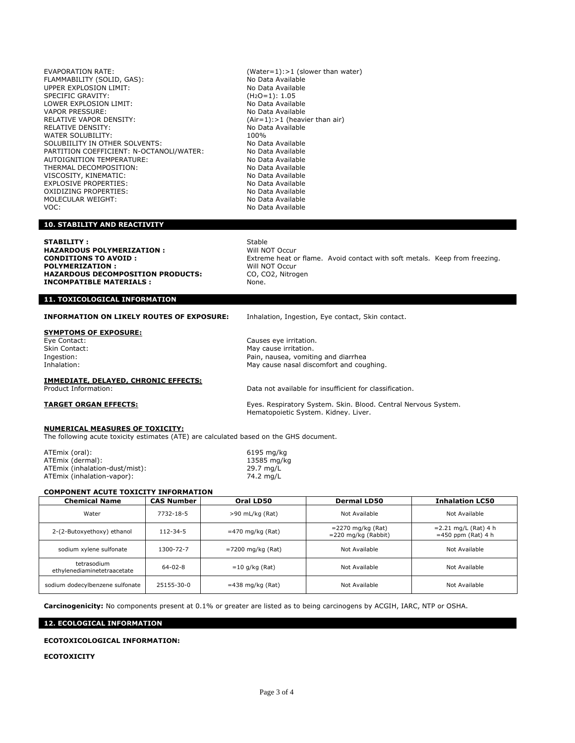| | |
|---|---|
| EVAPORATION RATE: | (Water=1):>1 (slower than water) |
| FLAMMABILITY (SOLID, GAS): | No Data Available |
| UPPER EXPLOSION LIMIT: | No Data Available |
| SPECIFIC GRAVITY: | ($H_2O$=1): 1.05 |
| LOWER EXPLOSION LIMIT: | No Data Available |
| VAPOR PRESSURE: | No Data Available |
| RELATIVE VAPOR DENSITY: | (Air=1):>1 (heavier than air) |
| RELATIVE DENSITY: | No Data Available |
| WATER SOLUBILITY: | 100% |
| SOLUBIILITY IN OTHER SOLVENTS: | No Data Available |
| PARTITION COEFFICIENT: N-OCTANOLI/WATER: | No Data Available |
| AUTOIGNITION TEMPERATURE: | No Data Available |
| THERMAL DECOMPOSITION: | No Data Available |
| VISCOSITY, KINEMATIC: | No Data Available |
| EXPLOSIVE PROPERTIES: | No Data Available |
| OXIDIZING PROPERTIES: | No Data Available |
| MOLECULAR WEIGHT: | No Data Available |
| VOC: | No Data Available |

## 10. STABILITY AND REACTIVITY

| | |
|---|---|
| **STABILITY :** | Stable |
| **HAZARDOUS POLYMERIZATION :** | Will NOT Occur |
| **CONDITIONS TO AVOID :** | Extreme heat or flame. Avoid contact with soft metals. Keep from freezing. |
| **POLYMERIZATION :** | Will NOT Occur |
| **HAZARDOUS DECOMPOSITION PRODUCTS:** | CO, CO2, Nitrogen |
| **INCOMPATIBLE MATERIALS :** | None. |

## 11. TOXICOLOGICAL INFORMATION

**INFORMATION ON LIKELY ROUTES OF EXPOSURE:** Inhalation, Ingestion, Eye contact, Skin contact.

**SYMPTOMS OF EXPOSURE:**

| | |
|---|---|
| Eye Contact: | Causes eye irritation. |
| Skin Contact: | May cause irritation. |
| Ingestion: | Pain, nausea, vomiting and diarrhea |
| Inhalation: | May cause nasal discomfort and coughing. |

**IMMEDIATE, DELAYED, CHRONIC EFFECTS:**

Product Information: Data not available for insufficient for classification.

**TARGET ORGAN EFFECTS:** Eyes. Respiratory System. Skin. Blood. Central Nervous System. Hematopoietic System. Kidney. Liver.

**NUMERICAL MEASURES OF TOXICITY:**

The following acute toxicity estimates (ATE) are calculated based on the GHS document.

| | |
|---|---|
| ATEmix (oral): | 6195 mg/kg |
| ATEmix (dermal): | 13585 mg/kg |
| ATEmix (inhalation-dust/mist): | 29.7 mg/L |
| ATEmix (inhalation-vapor): | 74.2 mg/L |

**COMPONENT ACUTE TOXICITY INFORMATION**

| Chemical Name | CAS Number | Oral LD50 | Dermal LD50 | Inhalation LC50 |
|---|---|---|---|---|
| Water | 7732-18-5 | >90 mL/kg (Rat) | Not Available | Not Available |
| 2-(2-Butoxyethoxy) ethanol | 112-34-5 | =470 mg/kg (Rat) | =2270 mg/kg (Rat) =220 mg/kg (Rabbit) | =2.21 mg/L (Rat) 4 h =450 ppm (Rat) 4 h |
| sodium xylene sulfonate | 1300-72-7 | =7200 mg/kg (Rat) | Not Available | Not Available |
| tetrasodium ethylenediaminetetraacetate | 64-02-8 | =10 g/kg (Rat) | Not Available | Not Available |
| sodium dodecylbenzene sulfonate | 25155-30-0 | =438 mg/kg (Rat) | Not Available | Not Available |

**Carcinogenicity:** No components present at 0.1% or greater are listed as to being carcinogens by ACGIH, IARC, NTP or OSHA.

## 12. ECOLOGICAL INFORMATION

**ECOTOXICOLOGICAL INFORMATION:**

**ECOTOXICITY**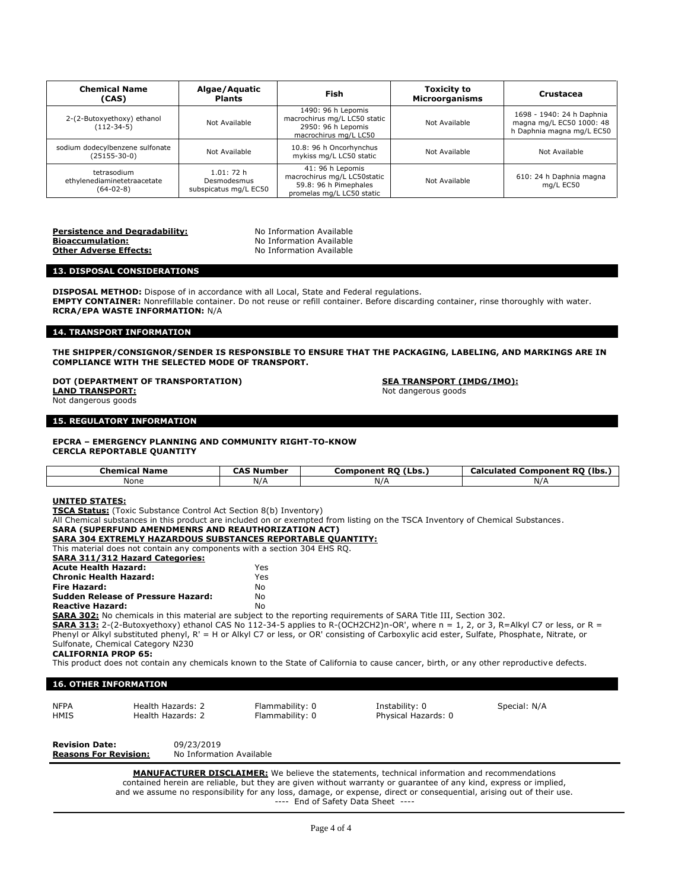| Chemical Name (CAS) | Algae/Aquatic Plants | Fish | Toxicity to Microorganisms | Crustacea |
|---|---|---|---|---|
| 2-(2-Butoxyethoxy) ethanol (112-34-5) | Not Available | 1490: 96 h Lepomis macrochirus mg/L LC50 static 2950: 96 h Lepomis macrochirus mg/L LC50 | Not Available | 1698 - 1940: 24 h Daphnia magna mg/L EC50 1000: 48 h Daphnia magna mg/L EC50 |
| sodium dodecylbenzene sulfonate (25155-30-0) | Not Available | 10.8: 96 h Oncorhynchus mykiss mg/L LC50 static | Not Available | Not Available |
| tetrasodium ethylenediaminetetraacetate (64-02-8) | 1.01: 72 h Desmodesmus subspicatus mg/L EC50 | 41: 96 h Lepomis macrochirus mg/L LC50static 59.8: 96 h Pimephales promelas mg/L LC50 static | Not Available | 610: 24 h Daphnia magna mg/L EC50 |

**Persistence and Degradability:** No Information Available
**Bioaccumulation:** No Information Available
**Other Adverse Effects:** No Information Available

## 13. DISPOSAL CONSIDERATIONS

**DISPOSAL METHOD:** Dispose of in accordance with all Local, State and Federal regulations.
**EMPTY CONTAINER:** Nonrefillable container. Do not reuse or refill container. Before discarding container, rinse thoroughly with water.
**RCRA/EPA WASTE INFORMATION:** N/A

## 14. TRANSPORT INFORMATION

**THE SHIPPER/CONSIGNOR/SENDER IS RESPONSIBLE TO ENSURE THAT THE PACKAGING, LABELING, AND MARKINGS ARE IN COMPLIANCE WITH THE SELECTED MODE OF TRANSPORT.**

**DOT (DEPARTMENT OF TRANSPORTATION)**
**LAND TRANSPORT:**
Not dangerous goods

**SEA TRANSPORT (IMDG/IMO):**
Not dangerous goods

## 15. REGULATORY INFORMATION

**EPCRA – EMERGENCY PLANNING AND COMMUNITY RIGHT-TO-KNOW**
**CERCLA REPORTABLE QUANTITY**

| Chemical Name | CAS Number | Component RQ (Lbs.) | Calculated Component RQ (lbs.) |
|---|---|---|---|
| None | N/A | N/A | N/A |

**UNITED STATES:**
**TSCA Status:** (Toxic Substance Control Act Section 8(b) Inventory)
All Chemical substances in this product are included on or exempted from listing on the TSCA Inventory of Chemical Substances.
**SARA (SUPERFUND AMENDMENRS AND REAUTHORIZATION ACT)**
**SARA 304 EXTREMLY HAZARDOUS SUBSTANCES REPORTABLE QUANTITY:**
This material does not contain any components with a section 304 EHS RQ.
**SARA 311/312 Hazard Categories:**
**Acute Health Hazard:** Yes
**Chronic Health Hazard:** Yes
**Fire Hazard:** No
**Sudden Release of Pressure Hazard:** No
**Reactive Hazard:** No
**SARA 302:** No chemicals in this material are subject to the reporting requirements of SARA Title III, Section 302.
**SARA 313:** 2-(2-Butoxyethoxy) ethanol CAS No 112-34-5 applies to R-(OCH2CH2)n-OR', where n = 1, 2, or 3, R=Alkyl C7 or less, or R = Phenyl or Alkyl substituted phenyl, R' = H or Alkyl C7 or less, or OR' consisting of Carboxylic acid ester, Sulfate, Phosphate, Nitrate, or Sulfonate, Chemical Category N230
**CALIFORNIA PROP 65:**
This product does not contain any chemicals known to the State of California to cause cancer, birth, or any other reproductive defects.

## 16. OTHER INFORMATION

| | | | | |
|---|---|---|---|---|
| NFPA | Health Hazards: 2 | Flammability: 0 | Instability: 0 | Special: N/A |
| HMIS | Health Hazards: 2 | Flammability: 0 | Physical Hazards: 0 | |

**Revision Date:** 09/23/2019
**Reasons For Revision:** No Information Available

**MANUFACTURER DISCLAIMER:** We believe the statements, technical information and recommendations contained herein are reliable, but they are given without warranty or guarantee of any kind, express or implied, and we assume no responsibility for any loss, damage, or expense, direct or consequential, arising out of their use.

---- End of Safety Data Sheet ----